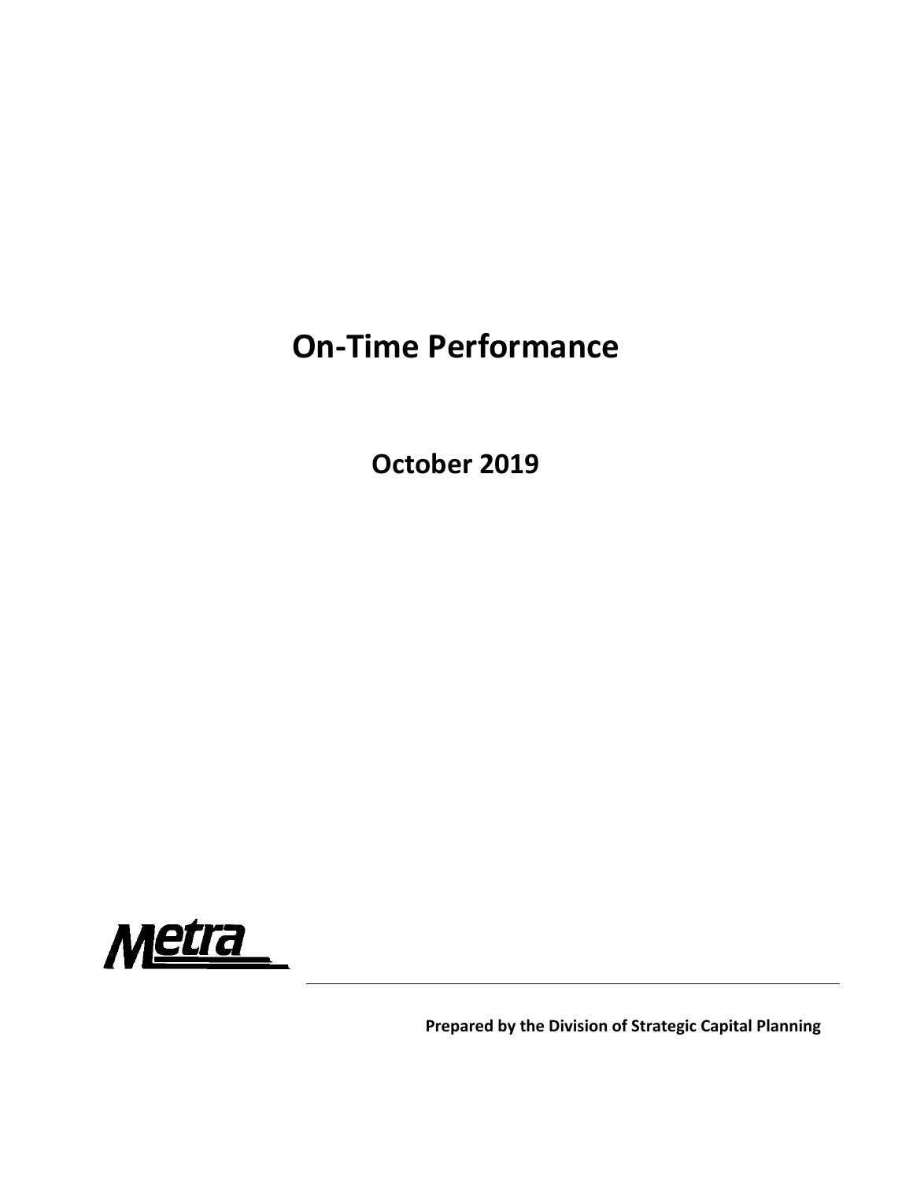# On-Time Performance

## October 2019

Metra

**Prepared by the Division of Strategic Capital Planning**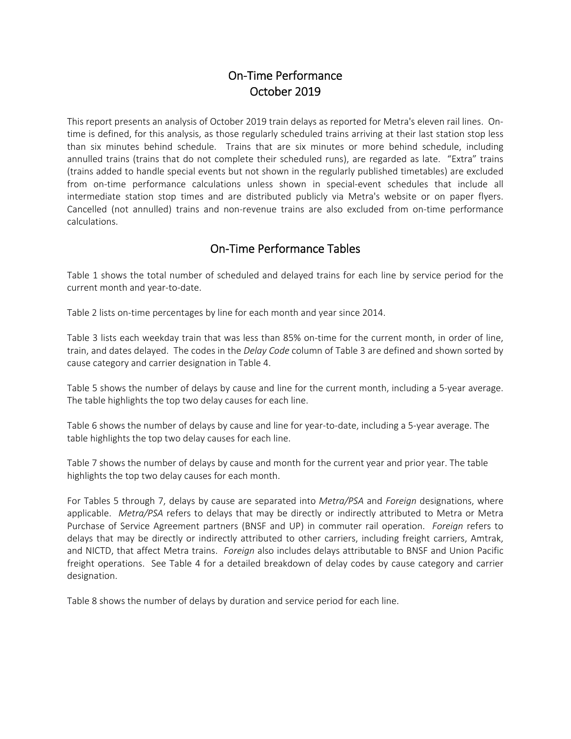# On-Time Performance
# October 2019

This report presents an analysis of October 2019 train delays as reported for Metra's eleven rail lines. On-time is defined, for this analysis, as those regularly scheduled trains arriving at their last station stop less than six minutes behind schedule. Trains that are six minutes or more behind schedule, including annulled trains (trains that do not complete their scheduled runs), are regarded as late. "Extra" trains (trains added to handle special events but not shown in the regularly published timetables) are excluded from on-time performance calculations unless shown in special-event schedules that include all intermediate station stop times and are distributed publicly via Metra's website or on paper flyers. Cancelled (not annulled) trains and non-revenue trains are also excluded from on-time performance calculations.

## On-Time Performance Tables

Table 1 shows the total number of scheduled and delayed trains for each line by service period for the current month and year-to-date.

Table 2 lists on-time percentages by line for each month and year since 2014.

Table 3 lists each weekday train that was less than 85% on-time for the current month, in order of line, train, and dates delayed. The codes in the *Delay Code* column of Table 3 are defined and shown sorted by cause category and carrier designation in Table 4.

Table 5 shows the number of delays by cause and line for the current month, including a 5-year average. The table highlights the top two delay causes for each line.

Table 6 shows the number of delays by cause and line for year-to-date, including a 5-year average. The table highlights the top two delay causes for each line.

Table 7 shows the number of delays by cause and month for the current year and prior year. The table highlights the top two delay causes for each month.

For Tables 5 through 7, delays by cause are separated into *Metra/PSA* and *Foreign* designations, where applicable. *Metra/PSA* refers to delays that may be directly or indirectly attributed to Metra or Metra Purchase of Service Agreement partners (BNSF and UP) in commuter rail operation. *Foreign* refers to delays that may be directly or indirectly attributed to other carriers, including freight carriers, Amtrak, and NICTD, that affect Metra trains. *Foreign* also includes delays attributable to BNSF and Union Pacific freight operations. See Table 4 for a detailed breakdown of delay codes by cause category and carrier designation.

Table 8 shows the number of delays by duration and service period for each line.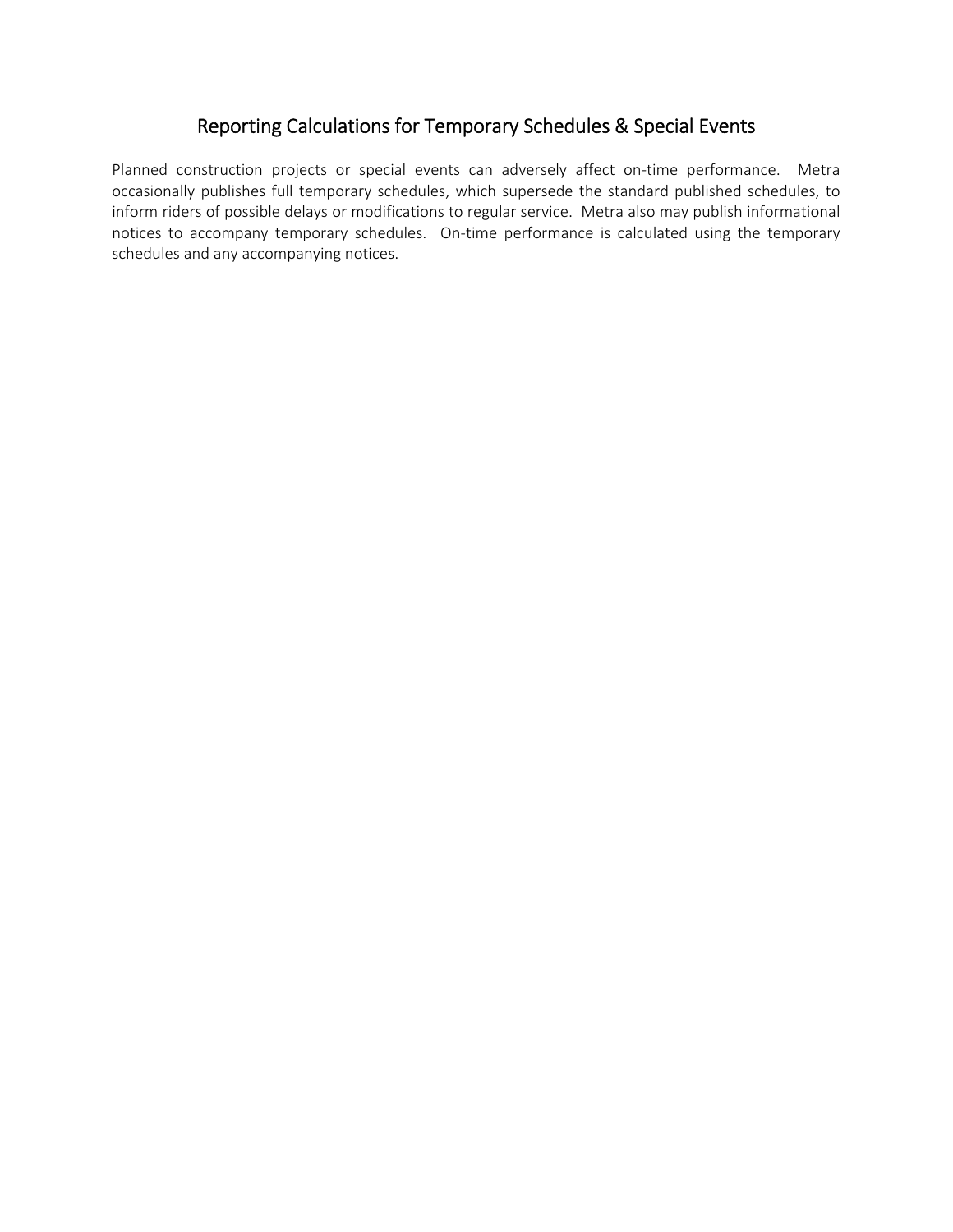## Reporting Calculations for Temporary Schedules & Special Events

Planned construction projects or special events can adversely affect on-time performance. Metra occasionally publishes full temporary schedules, which supersede the standard published schedules, to inform riders of possible delays or modifications to regular service. Metra also may publish informational notices to accompany temporary schedules. On-time performance is calculated using the temporary schedules and any accompanying notices.